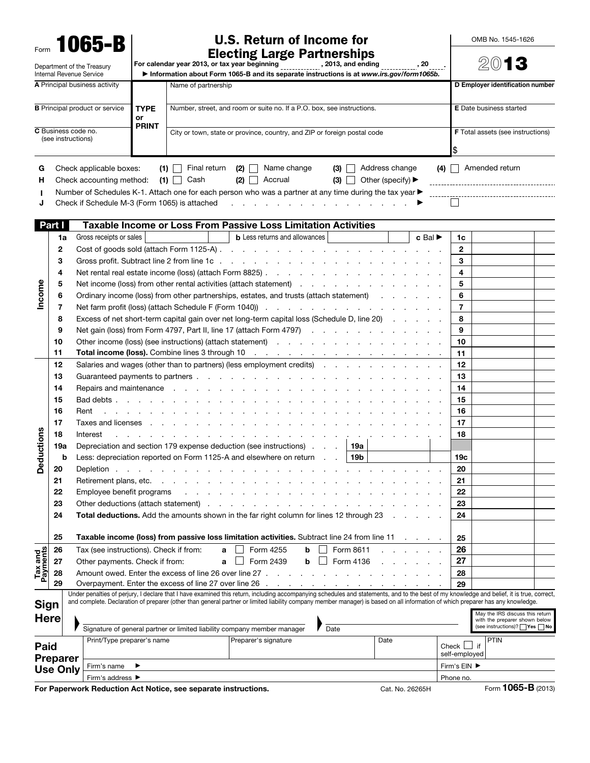Form **1065-B**

Department of the Treasury
Internal Revenue Service

# U.S. Return of Income for Electing Large Partnerships

For calendar year 2013, or tax year beginning ____________, 2013, and ending ____________, 20____.

▶ Information about Form 1065-B and its separate instructions is at *www.irs.gov/form1065b*.

OMB No. 1545-1626

**2013**

| | TYPE or PRINT | |
|---|---|---|
| **A** Principal business activity | Name of partnership | **D** Employer identification number |
| **B** Principal product or service | Number, street, and room or suite no. If a P.O. box, see instructions. | **E** Date business started |
| **C** Business code no. (see instructions) | City or town, state or province, country, and ZIP or foreign postal code | **F** Total assets (see instructions) $ |

**G** Check applicable boxes: **(1)** ☐ Final return **(2)** ☐ Name change **(3)** ☐ Address change **(4)** ☐ Amended return

**H** Check accounting method: **(1)** ☐ Cash **(2)** ☐ Accrual **(3)** ☐ Other (specify) ▶ ____________

**I** Number of Schedules K-1. Attach one for each person who was a partner at any time during the tax year ▶ ____________

**J** Check if Schedule M-3 (Form 1065) is attached . . . . . . . . . . . . . . . . ▶ ☐

## Part I — Taxable Income or Loss From Passive Loss Limitation Activities

### Income

| Line | Description | Line | Amount |
|---|---|---|---|
| 1a | Gross receipts or sales ______ **b** Less returns and allowances ______ **c** Bal ▶ | 1c | |
| 2 | Cost of goods sold (attach Form 1125-A) | 2 | |
| 3 | Gross profit. Subtract line 2 from line 1c | 3 | |
| 4 | Net rental real estate income (loss) (attach Form 8825) | 4 | |
| 5 | Net income (loss) from other rental activities (attach statement) | 5 | |
| 6 | Ordinary income (loss) from other partnerships, estates, and trusts (attach statement) | 6 | |
| 7 | Net farm profit (loss) (attach Schedule F (Form 1040)) | 7 | |
| 8 | Excess of net short-term capital gain over net long-term capital loss (Schedule D, line 20) | 8 | |
| 9 | Net gain (loss) from Form 4797, Part II, line 17 (attach Form 4797) | 9 | |
| 10 | Other income (loss) (see instructions) (attach statement) | 10 | |
| 11 | **Total income (loss).** Combine lines 3 through 10 | 11 | |

### Deductions

| Line | Description | Line | Amount |
|---|---|---|---|
| 12 | Salaries and wages (other than to partners) (less employment credits) | 12 | |
| 13 | Guaranteed payments to partners | 13 | |
| 14 | Repairs and maintenance | 14 | |
| 15 | Bad debts | 15 | |
| 16 | Rent | 16 | |
| 17 | Taxes and licenses | 17 | |
| 18 | Interest | 18 | |
| 19a | Depreciation and section 179 expense deduction (see instructions) . . . **19a** ______ | | |
| b | Less: depreciation reported on Form 1125-A and elsewhere on return . . . **19b** ______ | 19c | |
| 20 | Depletion | 20 | |
| 21 | Retirement plans, etc. | 21 | |
| 22 | Employee benefit programs | 22 | |
| 23 | Other deductions (attach statement) | 23 | |
| 24 | **Total deductions.** Add the amounts shown in the far right column for lines 12 through 23 | 24 | |
| 25 | **Taxable income (loss) from passive loss limitation activities.** Subtract line 24 from line 11 | 25 | |

### Tax and Payments

| Line | Description | Line | Amount |
|---|---|---|---|
| 26 | Tax (see instructions). Check if from: **a** ☐ Form 4255 **b** ☐ Form 8611 | 26 | |
| 27 | Other payments. Check if from: **a** ☐ Form 2439 **b** ☐ Form 4136 | 27 | |
| 28 | Amount owed. Enter the excess of line 26 over line 27 | 28 | |
| 29 | Overpayment. Enter the excess of line 27 over line 26 | 29 | |

## Sign Here

Under penalties of perjury, I declare that I have examined this return, including accompanying schedules and statements, and to the best of my knowledge and belief, it is true, correct, and complete. Declaration of preparer (other than general partner or limited liability company member manager) is based on all information of which preparer has any knowledge.

▶ ______________________________ Signature of general partner or limited liability company member manager ▶ __________ Date

May the IRS discuss this return with the preparer shown below (see instructions)? ☐ Yes ☐ No

## Paid Preparer Use Only

| Print/Type preparer's name | Preparer's signature | Date | Check ☐ if self-employed | PTIN |
|---|---|---|---|---|
| Firm's name ▶ | | | Firm's EIN ▶ | |
| Firm's address ▶ | | | Phone no. | |

**For Paperwork Reduction Act Notice, see separate instructions.** Cat. No. 26265H Form **1065-B** (2013)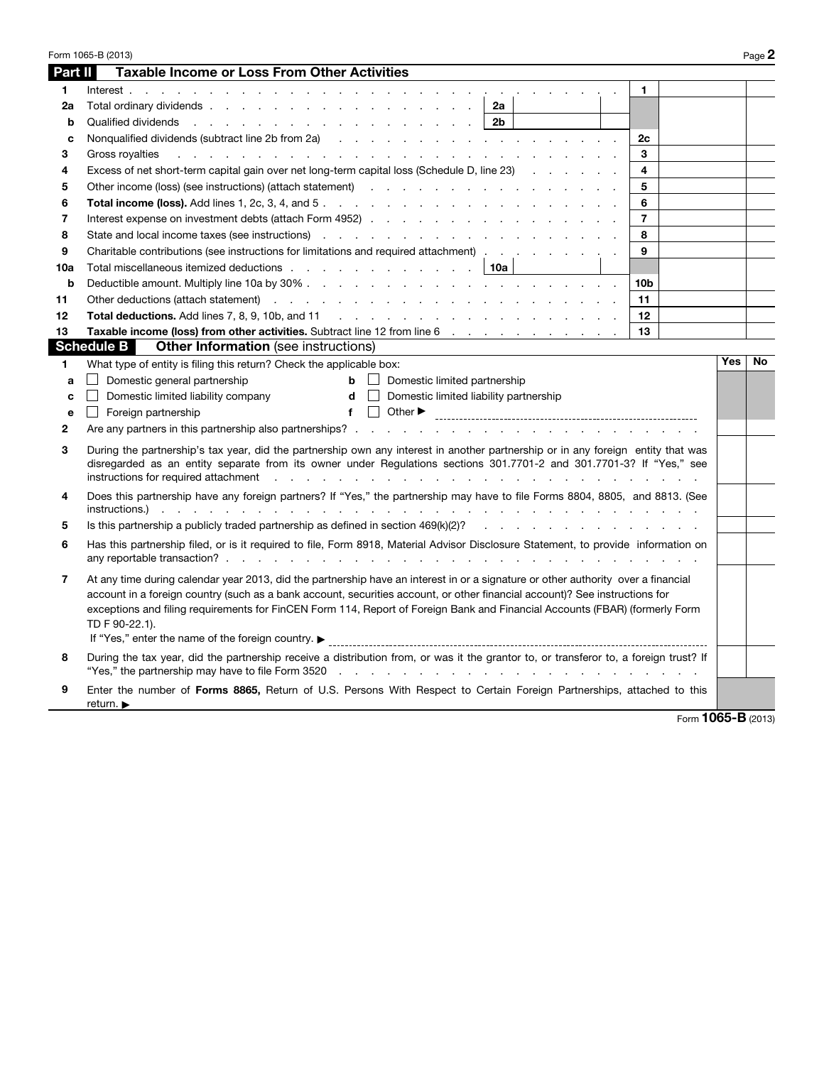## Part II — Taxable Income or Loss From Other Activities

| | | | | | |
|---|---|---|---|---|---|
| 1 | Interest | | | 1 | |
| 2a | Total ordinary dividends | 2a | | | |
| b | Qualified dividends | 2b | | | |
| c | Nonqualified dividends (subtract line 2b from 2a) | | | 2c | |
| 3 | Gross royalties | | | 3 | |
| 4 | Excess of net short-term capital gain over net long-term capital loss (Schedule D, line 23) | | | 4 | |
| 5 | Other income (loss) (see instructions) (attach statement) | | | 5 | |
| 6 | **Total income (loss).** Add lines 1, 2c, 3, 4, and 5 | | | 6 | |
| 7 | Interest expense on investment debts (attach Form 4952) | | | 7 | |
| 8 | State and local income taxes (see instructions) | | | 8 | |
| 9 | Charitable contributions (see instructions for limitations and required attachment) | | | 9 | |
| 10a | Total miscellaneous itemized deductions | 10a | | | |
| b | Deductible amount. Multiply line 10a by 30% | | | 10b | |
| 11 | Other deductions (attach statement) | | | 11 | |
| 12 | **Total deductions.** Add lines 7, 8, 9, 10b, and 11 | | | 12 | |
| 13 | **Taxable income (loss) from other activities.** Subtract line 12 from line 6 | | | 13 | |

## Schedule B — Other Information (see instructions)

| | | Yes | No |
|---|---|---|---|
| 1 | What type of entity is filing this return? Check the applicable box: | | |
| a | ☐ Domestic general partnership &nbsp;&nbsp; b ☐ Domestic limited partnership | | |
| c | ☐ Domestic limited liability company &nbsp;&nbsp; d ☐ Domestic limited liability partnership | | |
| e | ☐ Foreign partnership &nbsp;&nbsp; f ☐ Other ▶ | | |
| 2 | Are any partners in this partnership also partnerships? | | |
| 3 | During the partnership's tax year, did the partnership own any interest in another partnership or in any foreign entity that was disregarded as an entity separate from its owner under Regulations sections 301.7701-2 and 301.7701-3? If "Yes," see instructions for required attachment | | |
| 4 | Does this partnership have any foreign partners? If "Yes," the partnership may have to file Forms 8804, 8805, and 8813. (See instructions.) | | |
| 5 | Is this partnership a publicly traded partnership as defined in section 469(k)(2)? | | |
| 6 | Has this partnership filed, or is it required to file, Form 8918, Material Advisor Disclosure Statement, to provide information on any reportable transaction? | | |
| 7 | At any time during calendar year 2013, did the partnership have an interest in or a signature or other authority over a financial account in a foreign country (such as a bank account, securities account, or other financial account)? See instructions for exceptions and filing requirements for FinCEN Form 114, Report of Foreign Bank and Financial Accounts (FBAR) (formerly Form TD F 90-22.1). If "Yes," enter the name of the foreign country. ▶ | | |
| 8 | During the tax year, did the partnership receive a distribution from, or was it the grantor to, or transferor to, a foreign trust? If "Yes," the partnership may have to file Form 3520 | | |
| 9 | Enter the number of **Forms 8865,** Return of U.S. Persons With Respect to Certain Foreign Partnerships, attached to this return. ▶ | | |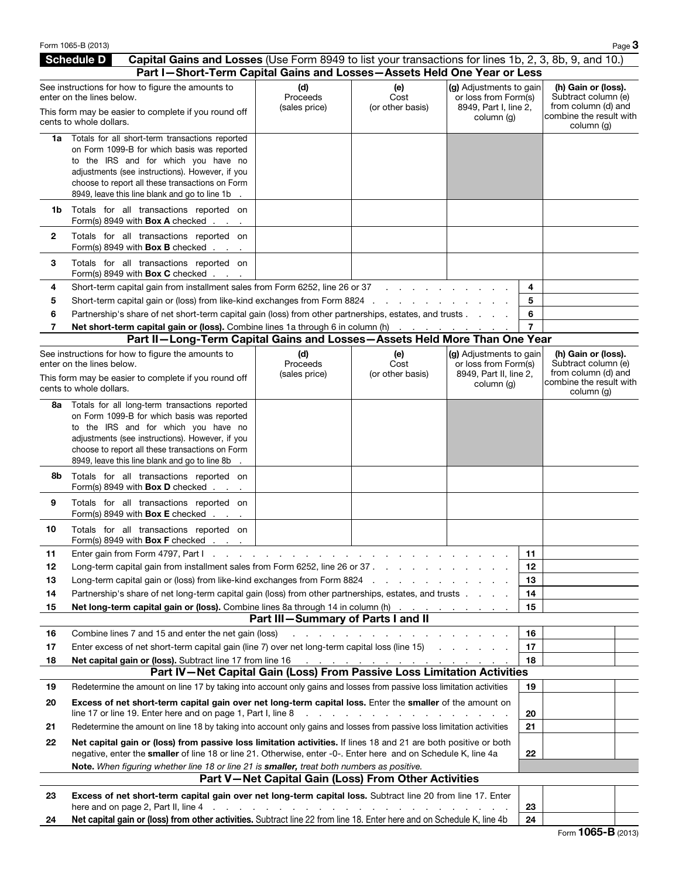## Schedule D — Capital Gains and Losses (Use Form 8949 to list your transactions for lines 1b, 2, 3, 8b, 9, and 10.)

### Part I—Short-Term Capital Gains and Losses—Assets Held One Year or Less

| | See instructions for how to figure the amounts to enter on the lines below. This form may be easier to complete if you round off cents to whole dollars. | (d) Proceeds (sales price) | (e) Cost (or other basis) | (g) Adjustments to gain or loss from Form(s) 8949, Part I, line 2, column (g) | (h) Gain or (loss). Subtract column (e) from column (d) and combine the result with column (g) |
|---|---|---|---|---|---|
| 1a | Totals for all short-term transactions reported on Form 1099-B for which basis was reported to the IRS and for which you have no adjustments (see instructions). However, if you choose to report all these transactions on Form 8949, leave this line blank and go to line 1b . | | | | |
| 1b | Totals for all transactions reported on Form(s) 8949 with **Box A** checked . . . | | | | |
| 2 | Totals for all transactions reported on Form(s) 8949 with **Box B** checked . . . | | | | |
| 3 | Totals for all transactions reported on Form(s) 8949 with **Box C** checked . . . | | | | |

| | | | |
|---|---|---|---|
| 4 | Short-term capital gain from installment sales from Form 6252, line 26 or 37 | 4 | |
| 5 | Short-term capital gain or (loss) from like-kind exchanges from Form 8824 | 5 | |
| 6 | Partnership's share of net short-term capital gain (loss) from other partnerships, estates, and trusts | 6 | |
| 7 | **Net short-term capital gain or (loss).** Combine lines 1a through 6 in column (h) | 7 | |

### Part II—Long-Term Capital Gains and Losses—Assets Held More Than One Year

| | See instructions for how to figure the amounts to enter on the lines below. This form may be easier to complete if you round off cents to whole dollars. | (d) Proceeds (sales price) | (e) Cost (or other basis) | (g) Adjustments to gain or loss from Form(s) 8949, Part II, line 2, column (g) | (h) Gain or (loss). Subtract column (e) from column (d) and combine the result with column (g) |
|---|---|---|---|---|---|
| 8a | Totals for all long-term transactions reported on Form 1099-B for which basis was reported to the IRS and for which you have no adjustments (see instructions). However, if you choose to report all these transactions on Form 8949, leave this line blank and go to line 8b . | | | | |
| 8b | Totals for all transactions reported on Form(s) 8949 with **Box D** checked . . . | | | | |
| 9 | Totals for all transactions reported on Form(s) 8949 with **Box E** checked . . . | | | | |
| 10 | Totals for all transactions reported on Form(s) 8949 with **Box F** checked . . . | | | | |

| | | | |
|---|---|---|---|
| 11 | Enter gain from Form 4797, Part I | 11 | |
| 12 | Long-term capital gain from installment sales from Form 6252, line 26 or 37 | 12 | |
| 13 | Long-term capital gain or (loss) from like-kind exchanges from Form 8824 | 13 | |
| 14 | Partnership's share of net long-term capital gain (loss) from other partnerships, estates, and trusts | 14 | |
| 15 | **Net long-term capital gain or (loss).** Combine lines 8a through 14 in column (h) | 15 | |

### Part III—Summary of Parts I and II

| | | | |
|---|---|---|---|
| 16 | Combine lines 7 and 15 and enter the net gain (loss) | 16 | |
| 17 | Enter excess of net short-term capital gain (line 7) over net long-term capital loss (line 15) | 17 | |
| 18 | **Net capital gain or (loss).** Subtract line 17 from line 16 | 18 | |

### Part IV—Net Capital Gain (Loss) From Passive Loss Limitation Activities

| | | | |
|---|---|---|---|
| 19 | Redetermine the amount on line 17 by taking into account only gains and losses from passive loss limitation activities | 19 | |
| 20 | **Excess of net short-term capital gain over net long-term capital loss.** Enter the **smaller** of the amount on line 17 or line 19. Enter here and on page 1, Part I, line 8 | 20 | |
| 21 | Redetermine the amount on line 18 by taking into account only gains and losses from passive loss limitation activities | 21 | |
| 22 | **Net capital gain or (loss) from passive loss limitation activities.** If lines 18 and 21 are both positive or both negative, enter the **smaller** of line 18 or line 21. Otherwise, enter -0-. Enter here and on Schedule K, line 4a | 22 | |
| | **Note.** *When figuring whether line 18 or line 21 is* ***smaller,*** *treat both numbers as positive.* | | |

### Part V—Net Capital Gain (Loss) From Other Activities

| | | | |
|---|---|---|---|
| 23 | **Excess of net short-term capital gain over net long-term capital loss.** Subtract line 20 from line 17. Enter here and on page 2, Part II, line 4 | 23 | |
| 24 | **Net capital gain or (loss) from other activities.** Subtract line 22 from line 18. Enter here and on Schedule K, line 4b | 24 | |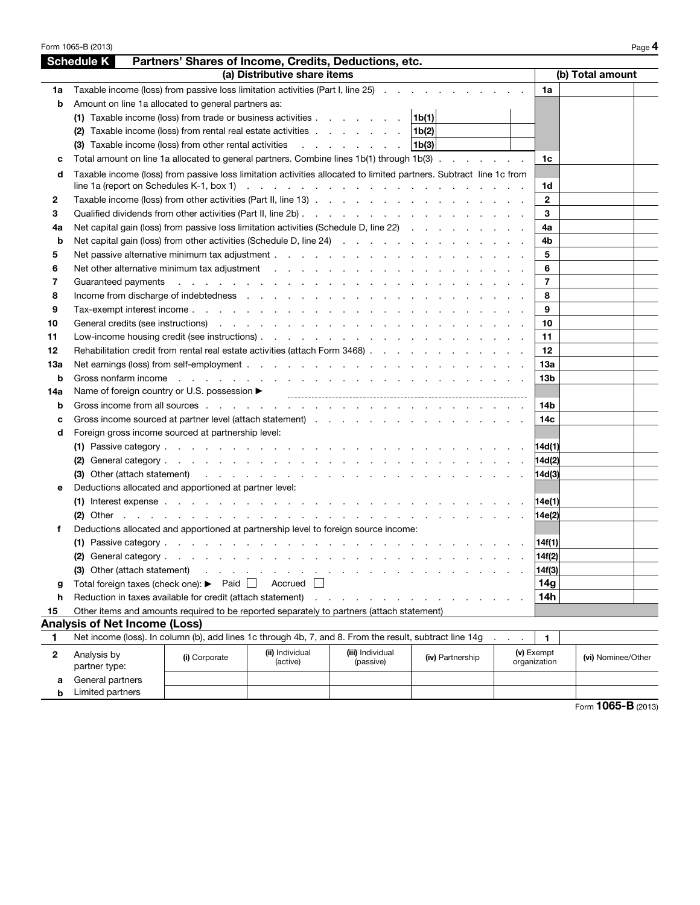Form 1065-B (2013)

## Schedule K — Partners' Shares of Income, Credits, Deductions, etc.

| | (a) Distributive share items | | (b) Total amount |
|---|---|---|---|
| 1a | Taxable income (loss) from passive loss limitation activities (Part I, line 25) | 1a | |
| b | Amount on line 1a allocated to general partners as: | | |
| | (1) Taxable income (loss) from trade or business activities . . . **1b(1)** | | |
| | (2) Taxable income (loss) from rental real estate activities . . . **1b(2)** | | |
| | (3) Taxable income (loss) from other rental activities . . . **1b(3)** | | |
| c | Total amount on line 1a allocated to general partners. Combine lines 1b(1) through 1b(3) | 1c | |
| d | Taxable income (loss) from passive loss limitation activities allocated to limited partners. Subtract line 1c from line 1a (report on Schedules K-1, box 1) | 1d | |
| 2 | Taxable income (loss) from other activities (Part II, line 13) | 2 | |
| 3 | Qualified dividends from other activities (Part II, line 2b) | 3 | |
| 4a | Net capital gain (loss) from passive loss limitation activities (Schedule D, line 22) | 4a | |
| b | Net capital gain (loss) from other activities (Schedule D, line 24) | 4b | |
| 5 | Net passive alternative minimum tax adjustment | 5 | |
| 6 | Net other alternative minimum tax adjustment | 6 | |
| 7 | Guaranteed payments | 7 | |
| 8 | Income from discharge of indebtedness | 8 | |
| 9 | Tax-exempt interest income | 9 | |
| 10 | General credits (see instructions) | 10 | |
| 11 | Low-income housing credit (see instructions) | 11 | |
| 12 | Rehabilitation credit from rental real estate activities (attach Form 3468) | 12 | |
| 13a | Net earnings (loss) from self-employment | 13a | |
| b | Gross nonfarm income | 13b | |
| 14a | Name of foreign country or U.S. possession ▶ | | |
| b | Gross income from all sources | 14b | |
| c | Gross income sourced at partner level (attach statement) | 14c | |
| d | Foreign gross income sourced at partnership level: | | |
| | (1) Passive category | 14d(1) | |
| | (2) General category | 14d(2) | |
| | (3) Other (attach statement) | 14d(3) | |
| e | Deductions allocated and apportioned at partner level: | | |
| | (1) Interest expense | 14e(1) | |
| | (2) Other | 14e(2) | |
| f | Deductions allocated and apportioned at partnership level to foreign source income: | | |
| | (1) Passive category | 14f(1) | |
| | (2) General category | 14f(2) | |
| | (3) Other (attach statement) | 14f(3) | |
| g | Total foreign taxes (check one): ▶ Paid ☐ Accrued ☐ | 14g | |
| h | Reduction in taxes available for credit (attach statement) | 14h | |
| 15 | Other items and amounts required to be reported separately to partners (attach statement) | | |

## Analysis of Net Income (Loss)

| | | |
|---|---|---|
| 1 | Net income (loss). In column (b), add lines 1c through 4b, 7, and 8. From the result, subtract line 14g | 1 |

| 2 | Analysis by partner type: | (i) Corporate | (ii) Individual (active) | (iii) Individual (passive) | (iv) Partnership | (v) Exempt organization | (vi) Nominee/Other |
|---|---|---|---|---|---|---|---|
| a | General partners | | | | | | |
| b | Limited partners | | | | | | |

Form **1065-B** (2013)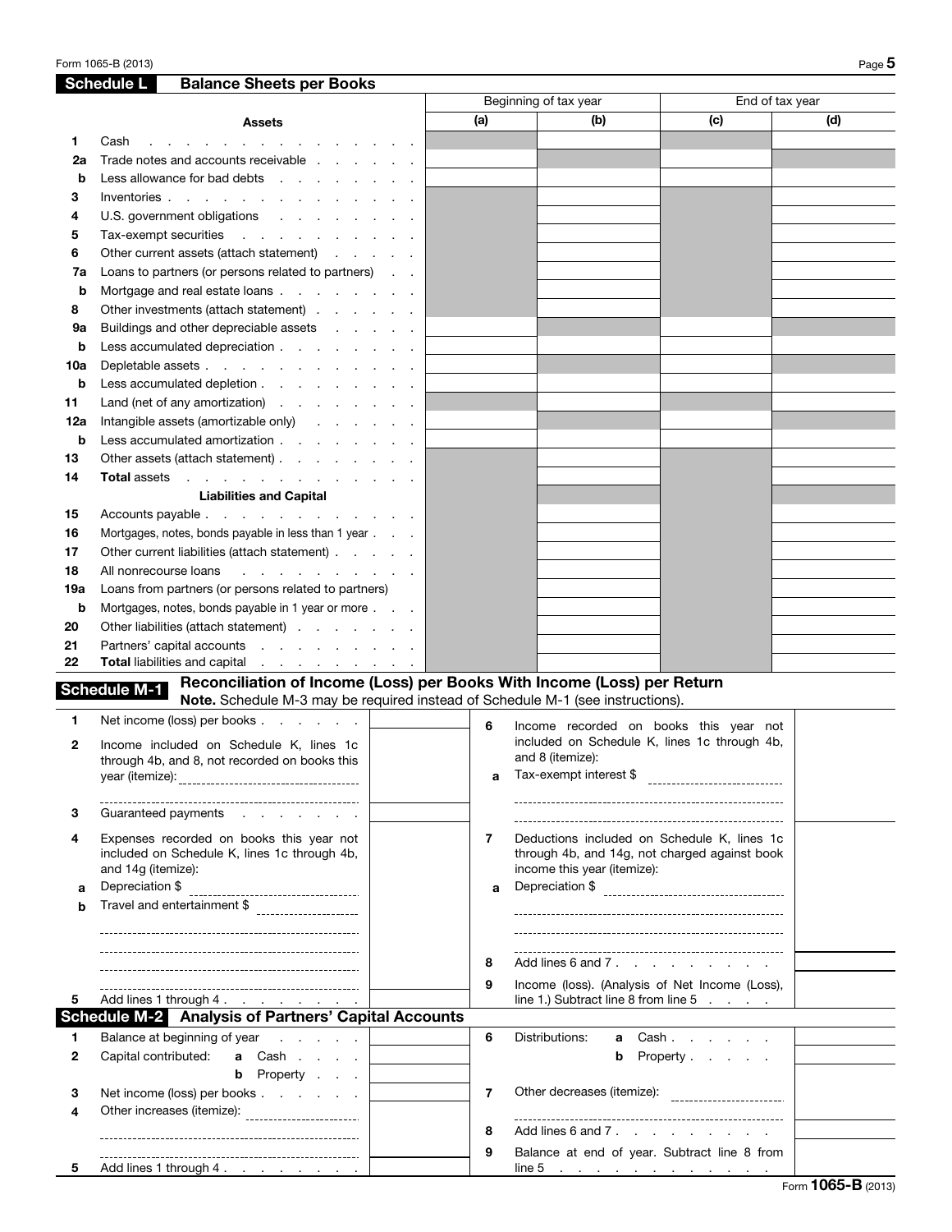## Schedule L — Balance Sheets per Books

| | | Beginning of tax year | | End of tax year | |
|---|---|---|---|---|---|
| | **Assets** | (a) | (b) | (c) | (d) |
| 1 | Cash | | | | |
| 2a | Trade notes and accounts receivable | | | | |
| b | Less allowance for bad debts | | | | |
| 3 | Inventories | | | | |
| 4 | U.S. government obligations | | | | |
| 5 | Tax-exempt securities | | | | |
| 6 | Other current assets (attach statement) | | | | |
| 7a | Loans to partners (or persons related to partners) | | | | |
| b | Mortgage and real estate loans | | | | |
| 8 | Other investments (attach statement) | | | | |
| 9a | Buildings and other depreciable assets | | | | |
| b | Less accumulated depreciation | | | | |
| 10a | Depletable assets | | | | |
| b | Less accumulated depletion | | | | |
| 11 | Land (net of any amortization) | | | | |
| 12a | Intangible assets (amortizable only) | | | | |
| b | Less accumulated amortization | | | | |
| 13 | Other assets (attach statement) | | | | |
| 14 | **Total** assets | | | | |
| | **Liabilities and Capital** | | | | |
| 15 | Accounts payable | | | | |
| 16 | Mortgages, notes, bonds payable in less than 1 year | | | | |
| 17 | Other current liabilities (attach statement) | | | | |
| 18 | All nonrecourse loans | | | | |
| 19a | Loans from partners (or persons related to partners) | | | | |
| b | Mortgages, notes, bonds payable in 1 year or more | | | | |
| 20 | Other liabilities (attach statement) | | | | |
| 21 | Partners' capital accounts | | | | |
| 22 | **Total** liabilities and capital | | | | |

## Schedule M-1 — Reconciliation of Income (Loss) per Books With Income (Loss) per Return

**Note.** Schedule M-3 may be required instead of Schedule M-1 (see instructions).

| | | | | | |
|---|---|---|---|---|---|
| 1 | Net income (loss) per books | | 6 | Income recorded on books this year not included on Schedule K, lines 1c through 4b, and 8 (itemize): | |
| 2 | Income included on Schedule K, lines 1c through 4b, and 8, not recorded on books this year (itemize): | | a | Tax-exempt interest $ | |
| 3 | Guaranteed payments | | | | |
| 4 | Expenses recorded on books this year not included on Schedule K, lines 1c through 4b, and 14g (itemize): | | 7 | Deductions included on Schedule K, lines 1c through 4b, and 14g, not charged against book income this year (itemize): | |
| a | Depreciation $ | | a | Depreciation $ | |
| b | Travel and entertainment $ | | | | |
| | | | 8 | Add lines 6 and 7 | |
| 5 | Add lines 1 through 4 | | 9 | Income (loss). (Analysis of Net Income (Loss), line 1.) Subtract line 8 from line 5 | |

## Schedule M-2 — Analysis of Partners' Capital Accounts

| | | | | | |
|---|---|---|---|---|---|
| 1 | Balance at beginning of year | | 6 | Distributions: **a** Cash | |
| 2 | Capital contributed: **a** Cash | | | **b** Property | |
| | **b** Property | | | | |
| 3 | Net income (loss) per books | | 7 | Other decreases (itemize): | |
| 4 | Other increases (itemize): | | | | |
| | | | 8 | Add lines 6 and 7 | |
| 5 | Add lines 1 through 4 | | 9 | Balance at end of year. Subtract line 8 from line 5 | |

Form **1065-B** (2013)